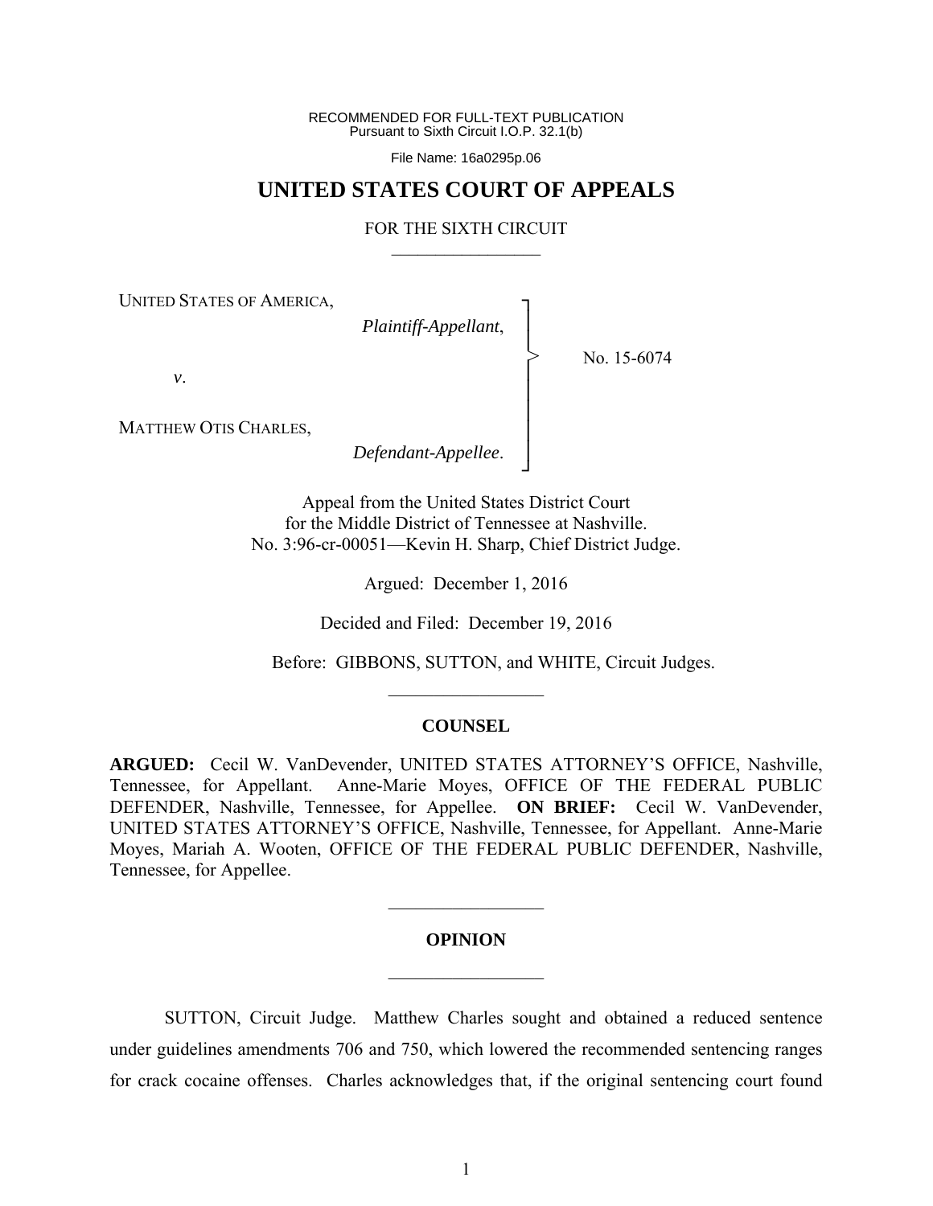RECOMMENDED FOR FULL-TEXT PUBLICATION
Pursuant to Sixth Circuit I.O.P. 32.1(b)

File Name: 16a0295p.06

# UNITED STATES COURT OF APPEALS

FOR THE SIXTH CIRCUIT

---

UNITED STATES OF AMERICA,
*Plaintiff-Appellant*,

*v*.

MATTHEW OTIS CHARLES,
*Defendant-Appellee*.

No. 15-6074

Appeal from the United States District Court
for the Middle District of Tennessee at Nashville.
No. 3:96-cr-00051—Kevin H. Sharp, Chief District Judge.

Argued: December 1, 2016

Decided and Filed: December 19, 2016

Before: GIBBONS, SUTTON, and WHITE, Circuit Judges.

---

## COUNSEL

**ARGUED:** Cecil W. VanDevender, UNITED STATES ATTORNEY'S OFFICE, Nashville, Tennessee, for Appellant. Anne-Marie Moyes, OFFICE OF THE FEDERAL PUBLIC DEFENDER, Nashville, Tennessee, for Appellee. **ON BRIEF:** Cecil W. VanDevender, UNITED STATES ATTORNEY'S OFFICE, Nashville, Tennessee, for Appellant. Anne-Marie Moyes, Mariah A. Wooten, OFFICE OF THE FEDERAL PUBLIC DEFENDER, Nashville, Tennessee, for Appellee.

---

## OPINION

---

SUTTON, Circuit Judge. Matthew Charles sought and obtained a reduced sentence under guidelines amendments 706 and 750, which lowered the recommended sentencing ranges for crack cocaine offenses. Charles acknowledges that, if the original sentencing court found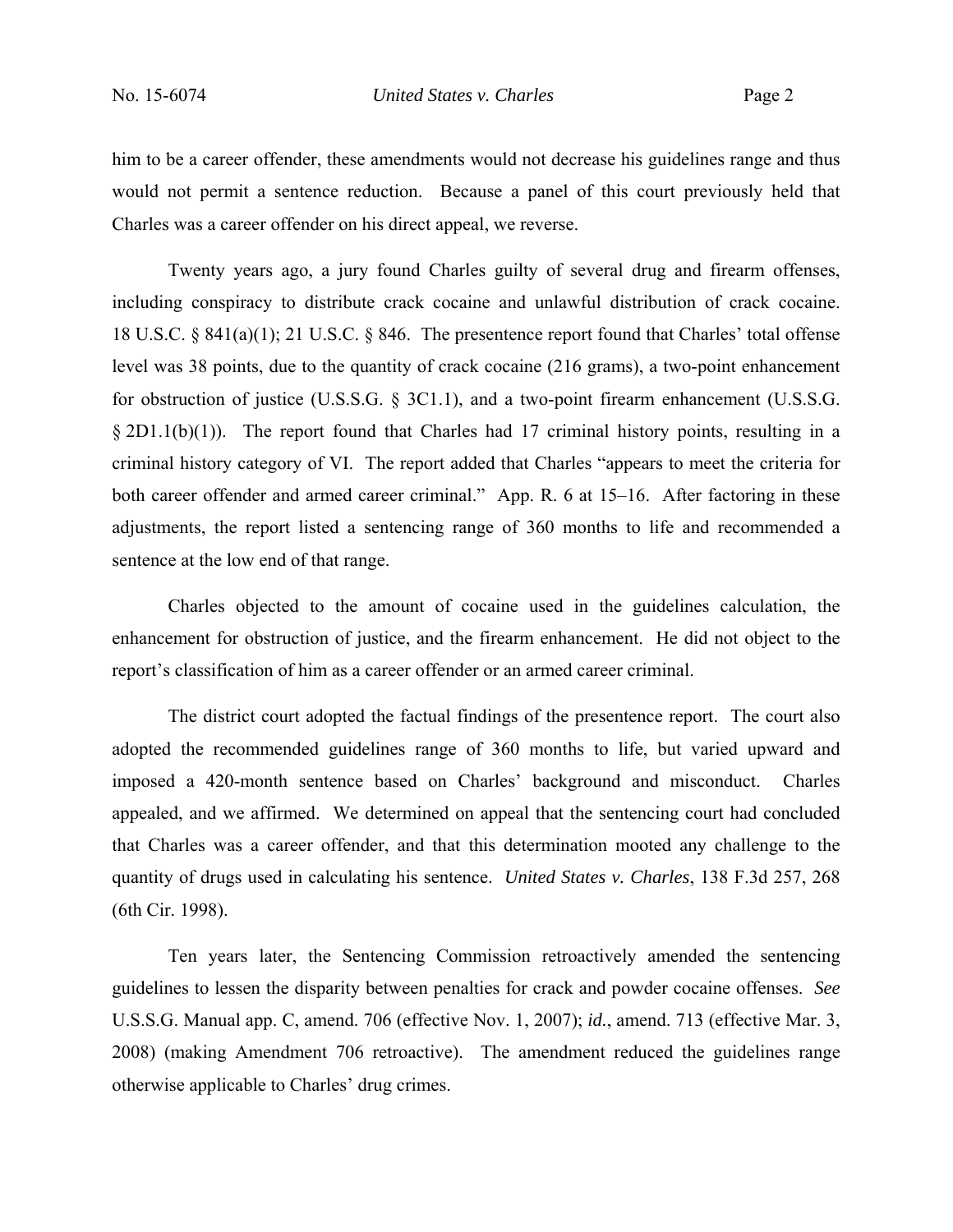him to be a career offender, these amendments would not decrease his guidelines range and thus would not permit a sentence reduction. Because a panel of this court previously held that Charles was a career offender on his direct appeal, we reverse.

Twenty years ago, a jury found Charles guilty of several drug and firearm offenses, including conspiracy to distribute crack cocaine and unlawful distribution of crack cocaine. 18 U.S.C. § 841(a)(1); 21 U.S.C. § 846. The presentence report found that Charles' total offense level was 38 points, due to the quantity of crack cocaine (216 grams), a two-point enhancement for obstruction of justice (U.S.S.G. § 3C1.1), and a two-point firearm enhancement (U.S.S.G. § 2D1.1(b)(1)). The report found that Charles had 17 criminal history points, resulting in a criminal history category of VI. The report added that Charles "appears to meet the criteria for both career offender and armed career criminal." App. R. 6 at 15–16. After factoring in these adjustments, the report listed a sentencing range of 360 months to life and recommended a sentence at the low end of that range.

Charles objected to the amount of cocaine used in the guidelines calculation, the enhancement for obstruction of justice, and the firearm enhancement. He did not object to the report's classification of him as a career offender or an armed career criminal.

The district court adopted the factual findings of the presentence report. The court also adopted the recommended guidelines range of 360 months to life, but varied upward and imposed a 420-month sentence based on Charles' background and misconduct. Charles appealed, and we affirmed. We determined on appeal that the sentencing court had concluded that Charles was a career offender, and that this determination mooted any challenge to the quantity of drugs used in calculating his sentence. *United States v. Charles*, 138 F.3d 257, 268 (6th Cir. 1998).

Ten years later, the Sentencing Commission retroactively amended the sentencing guidelines to lessen the disparity between penalties for crack and powder cocaine offenses. *See* U.S.S.G. Manual app. C, amend. 706 (effective Nov. 1, 2007); *id.*, amend. 713 (effective Mar. 3, 2008) (making Amendment 706 retroactive). The amendment reduced the guidelines range otherwise applicable to Charles' drug crimes.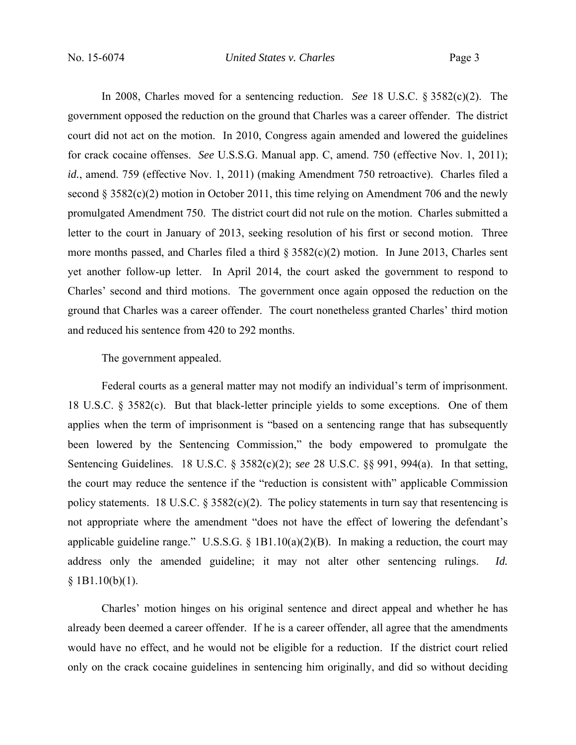In 2008, Charles moved for a sentencing reduction. *See* 18 U.S.C. § 3582(c)(2). The government opposed the reduction on the ground that Charles was a career offender. The district court did not act on the motion. In 2010, Congress again amended and lowered the guidelines for crack cocaine offenses. *See* U.S.S.G. Manual app. C, amend. 750 (effective Nov. 1, 2011); *id.*, amend. 759 (effective Nov. 1, 2011) (making Amendment 750 retroactive). Charles filed a second § 3582(c)(2) motion in October 2011, this time relying on Amendment 706 and the newly promulgated Amendment 750. The district court did not rule on the motion. Charles submitted a letter to the court in January of 2013, seeking resolution of his first or second motion. Three more months passed, and Charles filed a third § 3582(c)(2) motion. In June 2013, Charles sent yet another follow-up letter. In April 2014, the court asked the government to respond to Charles' second and third motions. The government once again opposed the reduction on the ground that Charles was a career offender. The court nonetheless granted Charles' third motion and reduced his sentence from 420 to 292 months.

The government appealed.

Federal courts as a general matter may not modify an individual's term of imprisonment. 18 U.S.C. § 3582(c). But that black-letter principle yields to some exceptions. One of them applies when the term of imprisonment is "based on a sentencing range that has subsequently been lowered by the Sentencing Commission," the body empowered to promulgate the Sentencing Guidelines. 18 U.S.C. § 3582(c)(2); *see* 28 U.S.C. §§ 991, 994(a). In that setting, the court may reduce the sentence if the "reduction is consistent with" applicable Commission policy statements. 18 U.S.C. § 3582(c)(2). The policy statements in turn say that resentencing is not appropriate where the amendment "does not have the effect of lowering the defendant's applicable guideline range." U.S.S.G. § 1B1.10(a)(2)(B). In making a reduction, the court may address only the amended guideline; it may not alter other sentencing rulings. *Id.* § 1B1.10(b)(1).

Charles' motion hinges on his original sentence and direct appeal and whether he has already been deemed a career offender. If he is a career offender, all agree that the amendments would have no effect, and he would not be eligible for a reduction. If the district court relied only on the crack cocaine guidelines in sentencing him originally, and did so without deciding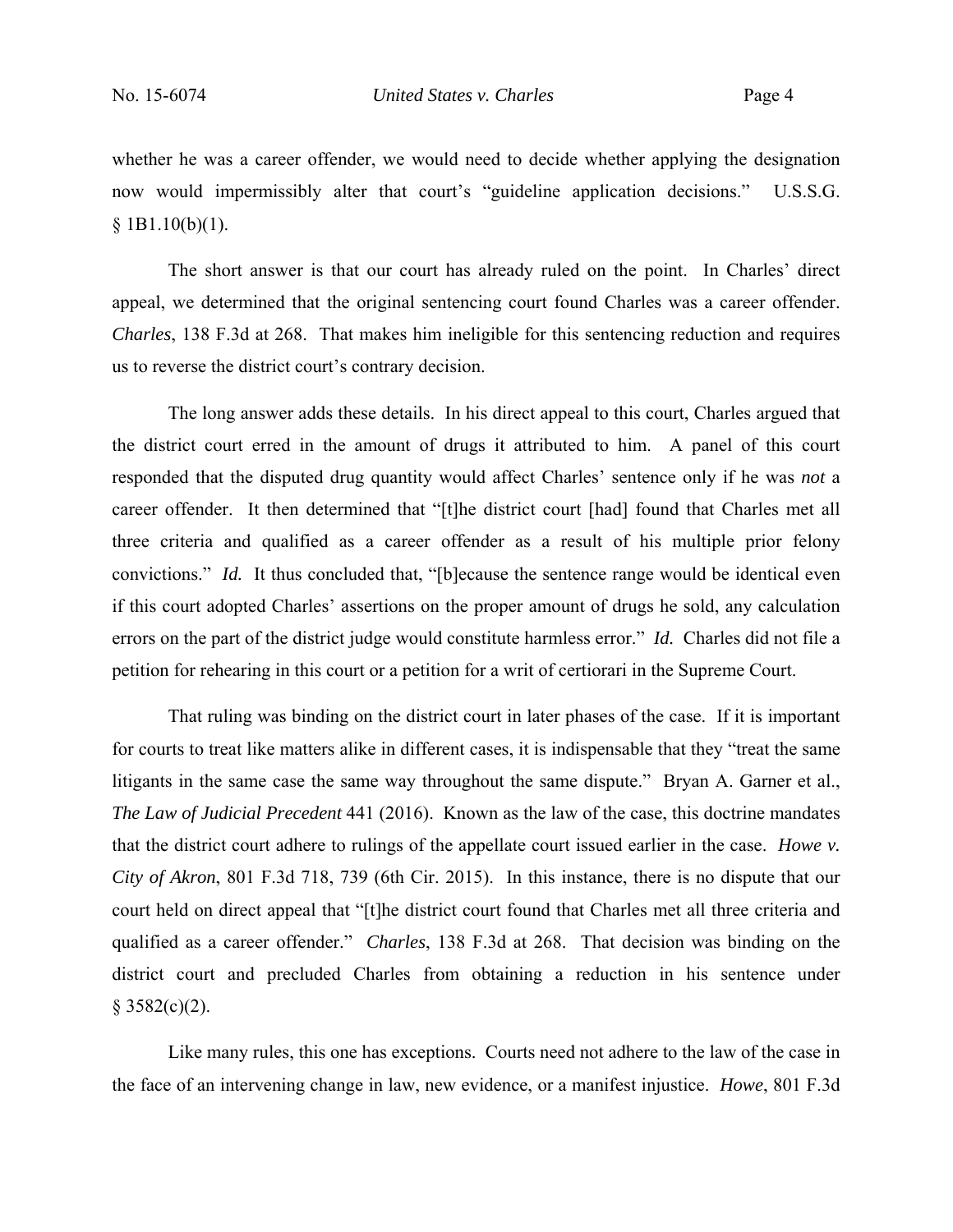whether he was a career offender, we would need to decide whether applying the designation now would impermissibly alter that court's "guideline application decisions." U.S.S.G. § 1B1.10(b)(1).

The short answer is that our court has already ruled on the point. In Charles' direct appeal, we determined that the original sentencing court found Charles was a career offender. *Charles*, 138 F.3d at 268. That makes him ineligible for this sentencing reduction and requires us to reverse the district court's contrary decision.

The long answer adds these details. In his direct appeal to this court, Charles argued that the district court erred in the amount of drugs it attributed to him. A panel of this court responded that the disputed drug quantity would affect Charles' sentence only if he was *not* a career offender. It then determined that "[t]he district court [had] found that Charles met all three criteria and qualified as a career offender as a result of his multiple prior felony convictions." *Id.* It thus concluded that, "[b]ecause the sentence range would be identical even if this court adopted Charles' assertions on the proper amount of drugs he sold, any calculation errors on the part of the district judge would constitute harmless error." *Id.* Charles did not file a petition for rehearing in this court or a petition for a writ of certiorari in the Supreme Court.

That ruling was binding on the district court in later phases of the case. If it is important for courts to treat like matters alike in different cases, it is indispensable that they "treat the same litigants in the same case the same way throughout the same dispute." Bryan A. Garner et al., *The Law of Judicial Precedent* 441 (2016). Known as the law of the case, this doctrine mandates that the district court adhere to rulings of the appellate court issued earlier in the case. *Howe v. City of Akron*, 801 F.3d 718, 739 (6th Cir. 2015). In this instance, there is no dispute that our court held on direct appeal that "[t]he district court found that Charles met all three criteria and qualified as a career offender." *Charles*, 138 F.3d at 268. That decision was binding on the district court and precluded Charles from obtaining a reduction in his sentence under § 3582(c)(2).

Like many rules, this one has exceptions. Courts need not adhere to the law of the case in the face of an intervening change in law, new evidence, or a manifest injustice. *Howe*, 801 F.3d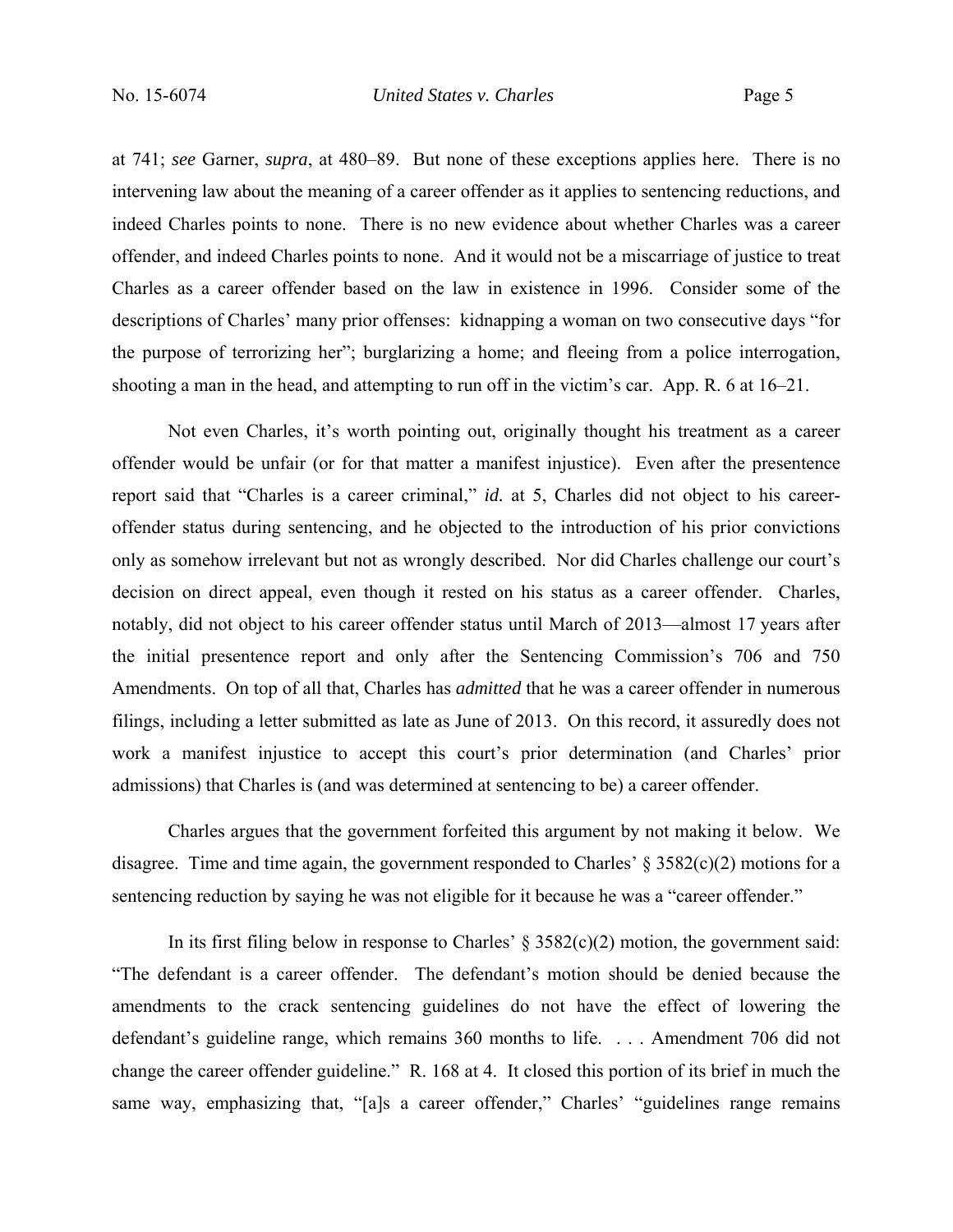at 741; *see* Garner, *supra*, at 480–89. But none of these exceptions applies here. There is no intervening law about the meaning of a career offender as it applies to sentencing reductions, and indeed Charles points to none. There is no new evidence about whether Charles was a career offender, and indeed Charles points to none. And it would not be a miscarriage of justice to treat Charles as a career offender based on the law in existence in 1996. Consider some of the descriptions of Charles' many prior offenses: kidnapping a woman on two consecutive days "for the purpose of terrorizing her"; burglarizing a home; and fleeing from a police interrogation, shooting a man in the head, and attempting to run off in the victim's car. App. R. 6 at 16–21.

Not even Charles, it's worth pointing out, originally thought his treatment as a career offender would be unfair (or for that matter a manifest injustice). Even after the presentence report said that "Charles is a career criminal," *id.* at 5, Charles did not object to his career-offender status during sentencing, and he objected to the introduction of his prior convictions only as somehow irrelevant but not as wrongly described. Nor did Charles challenge our court's decision on direct appeal, even though it rested on his status as a career offender. Charles, notably, did not object to his career offender status until March of 2013—almost 17 years after the initial presentence report and only after the Sentencing Commission's 706 and 750 Amendments. On top of all that, Charles has *admitted* that he was a career offender in numerous filings, including a letter submitted as late as June of 2013. On this record, it assuredly does not work a manifest injustice to accept this court's prior determination (and Charles' prior admissions) that Charles is (and was determined at sentencing to be) a career offender.

Charles argues that the government forfeited this argument by not making it below. We disagree. Time and time again, the government responded to Charles' § 3582(c)(2) motions for a sentencing reduction by saying he was not eligible for it because he was a "career offender."

In its first filing below in response to Charles' § 3582(c)(2) motion, the government said: "The defendant is a career offender. The defendant's motion should be denied because the amendments to the crack sentencing guidelines do not have the effect of lowering the defendant's guideline range, which remains 360 months to life. . . . Amendment 706 did not change the career offender guideline." R. 168 at 4. It closed this portion of its brief in much the same way, emphasizing that, "[a]s a career offender," Charles' "guidelines range remains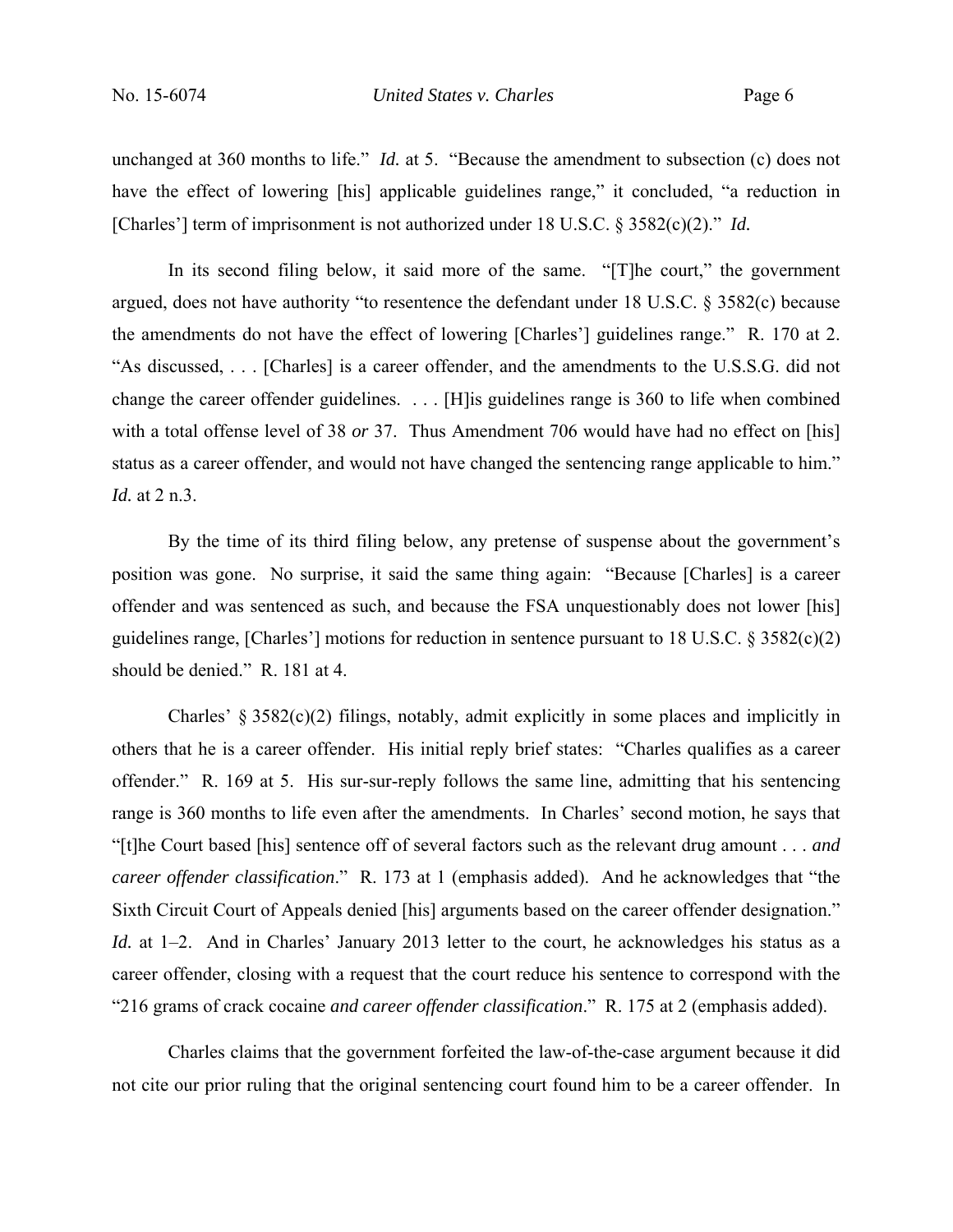unchanged at 360 months to life." *Id.* at 5. "Because the amendment to subsection (c) does not have the effect of lowering [his] applicable guidelines range," it concluded, "a reduction in [Charles'] term of imprisonment is not authorized under 18 U.S.C. § 3582(c)(2)." *Id.*

In its second filing below, it said more of the same. "[T]he court," the government argued, does not have authority "to resentence the defendant under 18 U.S.C. § 3582(c) because the amendments do not have the effect of lowering [Charles'] guidelines range." R. 170 at 2. "As discussed, . . . [Charles] is a career offender, and the amendments to the U.S.S.G. did not change the career offender guidelines. . . . [H]is guidelines range is 360 to life when combined with a total offense level of 38 *or* 37. Thus Amendment 706 would have had no effect on [his] status as a career offender, and would not have changed the sentencing range applicable to him." *Id.* at 2 n.3.

By the time of its third filing below, any pretense of suspense about the government's position was gone. No surprise, it said the same thing again: "Because [Charles] is a career offender and was sentenced as such, and because the FSA unquestionably does not lower [his] guidelines range, [Charles'] motions for reduction in sentence pursuant to 18 U.S.C. § 3582(c)(2) should be denied." R. 181 at 4.

Charles' § 3582(c)(2) filings, notably, admit explicitly in some places and implicitly in others that he is a career offender. His initial reply brief states: "Charles qualifies as a career offender." R. 169 at 5. His sur-sur-reply follows the same line, admitting that his sentencing range is 360 months to life even after the amendments. In Charles' second motion, he says that "[t]he Court based [his] sentence off of several factors such as the relevant drug amount . . . *and career offender classification*." R. 173 at 1 (emphasis added). And he acknowledges that "the Sixth Circuit Court of Appeals denied [his] arguments based on the career offender designation." *Id.* at 1–2. And in Charles' January 2013 letter to the court, he acknowledges his status as a career offender, closing with a request that the court reduce his sentence to correspond with the "216 grams of crack cocaine *and career offender classification*." R. 175 at 2 (emphasis added).

Charles claims that the government forfeited the law-of-the-case argument because it did not cite our prior ruling that the original sentencing court found him to be a career offender. In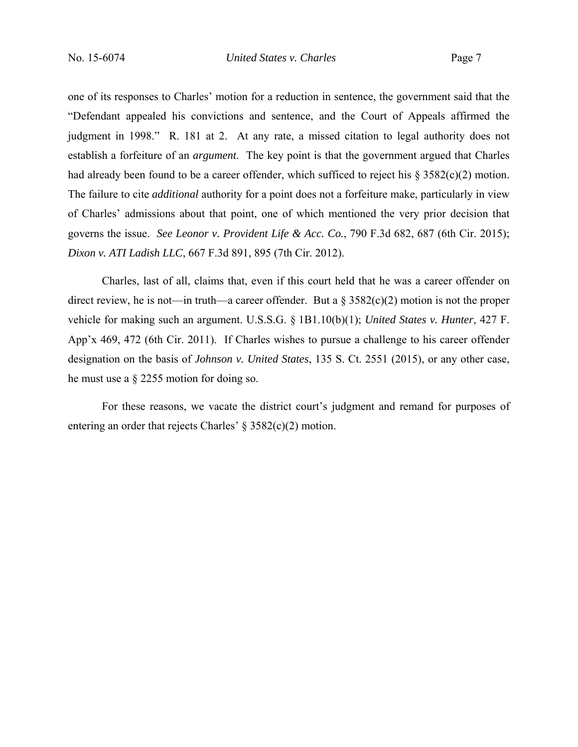one of its responses to Charles' motion for a reduction in sentence, the government said that the "Defendant appealed his convictions and sentence, and the Court of Appeals affirmed the judgment in 1998." R. 181 at 2. At any rate, a missed citation to legal authority does not establish a forfeiture of an *argument*. The key point is that the government argued that Charles had already been found to be a career offender, which sufficed to reject his § 3582(c)(2) motion. The failure to cite *additional* authority for a point does not a forfeiture make, particularly in view of Charles' admissions about that point, one of which mentioned the very prior decision that governs the issue. *See Leonor v. Provident Life & Acc. Co.*, 790 F.3d 682, 687 (6th Cir. 2015); *Dixon v. ATI Ladish LLC*, 667 F.3d 891, 895 (7th Cir. 2012).

Charles, last of all, claims that, even if this court held that he was a career offender on direct review, he is not—in truth—a career offender. But a § 3582(c)(2) motion is not the proper vehicle for making such an argument. U.S.S.G. § 1B1.10(b)(1); *United States v. Hunter*, 427 F. App'x 469, 472 (6th Cir. 2011). If Charles wishes to pursue a challenge to his career offender designation on the basis of *Johnson v. United States*, 135 S. Ct. 2551 (2015), or any other case, he must use a § 2255 motion for doing so.

For these reasons, we vacate the district court's judgment and remand for purposes of entering an order that rejects Charles' § 3582(c)(2) motion.